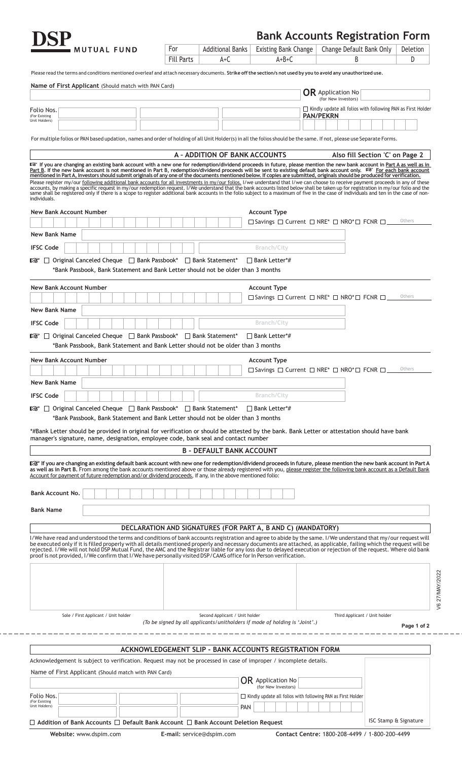# DSP MUTUAL FUND

# Bank Accounts Registration Form

| For | Additional Banks | Existing Bank Change | Change Default Bank Only | Deletion |
|---|---|---|---|---|
| Fill Parts | A+C | A+B+C | B | D |

Please read the terms and conditions mentioned overleaf and attach necessary documents. **Strike off the section/s not used by you to avoid any unauthorized use.**

**Name of First Applicant** (Should match with PAN Card) ______________________ **OR** Application No (for New Investors) __________

Folio Nos. (For Existing Unit Holders) __________ __________ __________

☐ Kindly update all folios with following PAN as First Holder
**PAN/PEKRN** __________

For multiple folios or PAN based updation, names and order of holding of all Unit Holder(s) in all the folios should be the same. If not, please use Separate Forms.

## A - ADDITION OF BANK ACCOUNTS — Also fill Section 'C' on Page 2

☞ **If you are changing an existing bank account with a new one for redemption/dividend proceeds in future, please mention the new bank account in Part A as well as in Part B. If the new bank account is not mentioned in Part B, redemption/dividend proceeds will be sent to existing default bank account only. ☞ For each bank account mentioned in Part A, Investors should submit originals of any one of the documents mentioned below. If copies are submitted, originals should be produced for verification.**

Please register my/our following additional bank accounts for all investments in my/our folios. I/we understand that I/we can choose to receive payment proceeds in any of these accounts, by making a specific request in my/our redemption request. I/We understand that the bank accounts listed below shall be taken up for registration in my/our folio and the same shall be registered only if there is a scope to register additional bank accounts in the folio subject to a maximum of five in the case of individuals and ten in the case of non-individuals.

**New Bank Account Number** __________
**Account Type** ☐ Savings ☐ Current ☐ NRE* ☐ NRO* ☐ FCNR ☐ Others ______
**New Bank Name** __________
**IFSC Code** __________ Branch/City __________

☞ ☐ Original Canceled Cheque ☐ Bank Passbook* ☐ Bank Statement* ☐ Bank Letter*#
*Bank Passbook, Bank Statement and Bank Letter should not be older than 3 months

**New Bank Account Number** __________
**Account Type** ☐ Savings ☐ Current ☐ NRE* ☐ NRO* ☐ FCNR ☐ Others ______
**New Bank Name** __________
**IFSC Code** __________ Branch/City __________

☞ ☐ Original Canceled Cheque ☐ Bank Passbook* ☐ Bank Statement* ☐ Bank Letter*#
*Bank Passbook, Bank Statement and Bank Letter should not be older than 3 months

**New Bank Account Number** __________
**Account Type** ☐ Savings ☐ Current ☐ NRE* ☐ NRO* ☐ FCNR ☐ Others ______
**New Bank Name** __________
**IFSC Code** __________ Branch/City __________

☞ ☐ Original Canceled Cheque ☐ Bank Passbook* ☐ Bank Statement* ☐ Bank Letter*#
*Bank Passbook, Bank Statement and Bank Letter should not be older than 3 months

*#Bank Letter should be provided in original for verification or should be attested by the bank. Bank Letter or attestation should have bank manager's signature, name, designation, employee code, bank seal and contact number

## B - DEFAULT BANK ACCOUNT

☞ **If you are changing an existing default bank account with new one for redemption/dividend proceeds in future, please mention the new bank account in Part A as well as in Part B.** From among the bank accounts mentioned above or those already registered with you, please register the following bank account as a Default Bank Account for payment of future redemption and/or dividend proceeds, if any, in the above mentioned folio:

**Bank Account No.** __________

**Bank Name** __________

## DECLARATION AND SIGNATURES (FOR PART A, B AND C) (MANDATORY)

I/We have read and understood the terms and conditions of bank accounts registration and agree to abide by the same. I/We understand that my/our request will be executed only if it is filled properly with all details mentioned properly and necessary documents are attached, as applicable, failing which the request will be rejected. I/We will not hold DSP Mutual Fund, the AMC and the Registrar liable for any loss due to delayed execution or rejection of the request. Where old bank proof is not provided, I/We confirm that I/We have personally visited DSP/CAMS office for In Person verification.

| Sole / First Applicant / Unit holder | Second Applicant / Unit holder | Third Applicant / Unit holder |
|---|---|---|
| | | |

*(To be signed by all applicants/unitholders if mode of holding is 'Joint'.)*

V6 27/MAY/2022

## ACKNOWLEDGEMENT SLIP - BANK ACCOUNTS REGISTRATION FORM

Acknowledgement is subject to verification. Request may not be processed in case of improper / incomplete details.

Name of First Applicant (Should match with PAN Card) __________ **OR** Application No (for New Investors) __________

Folio Nos. (For Existing Unit Holders) __________ __________ __________

☐ Kindly update all folios with following PAN as First Holder
PAN __________

☐ **Addition of Bank Accounts** ☐ **Default Bank Account** ☐ **Bank Account Deletion Request**

ISC Stamp & Signature

**Website:** www.dspim.com **E-mail:** service@dspim.com **Contact Centre:** 1800-208-4499 / 1-800-200-4499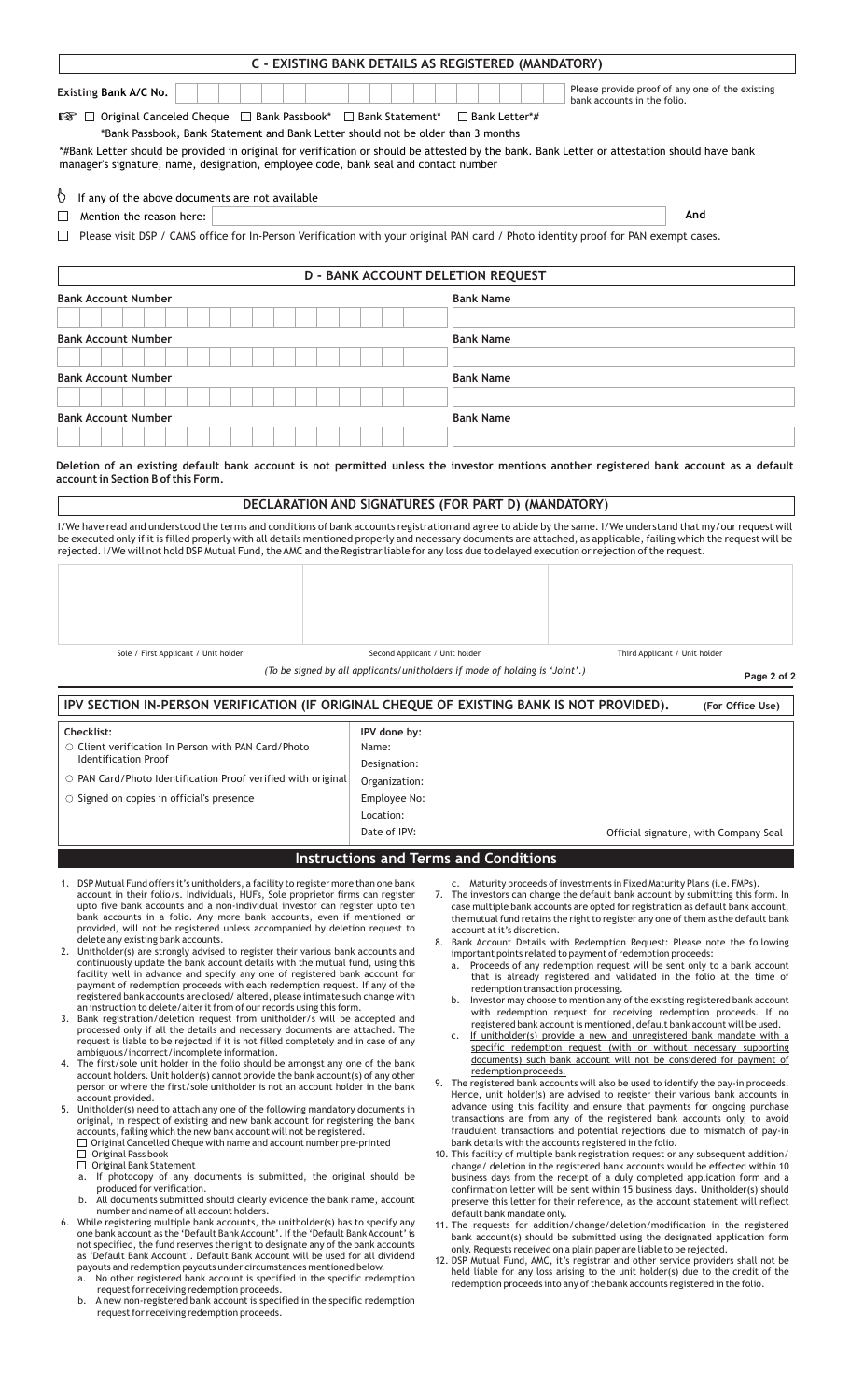## C - EXISTING BANK DETAILS AS REGISTERED (MANDATORY)

**Existing Bank A/C No.** | | | | | | | | | | | | | | | | | | | |

Please provide proof of any one of the existing bank accounts in the folio.

☐ Original Canceled Cheque ☐ Bank Passbook* ☐ Bank Statement* ☐ Bank Letter*#

*Bank Passbook, Bank Statement and Bank Letter should not be older than 3 months

*#Bank Letter should be provided in original for verification or should be attested by the bank. Bank Letter or attestation should have bank manager's signature, name, designation, employee code, bank seal and contact number

If any of the above documents are not available

☐ Mention the reason here: **And**

☐ Please visit DSP / CAMS office for In-Person Verification with your original PAN card / Photo identity proof for PAN exempt cases.

## D - BANK ACCOUNT DELETION REQUEST

| Bank Account Number | Bank Name |
|---|---|
| | |
| | |
| | |
| | |

**Deletion of an existing default bank account is not permitted unless the investor mentions another registered bank account as a default account in Section B of this Form.**

## DECLARATION AND SIGNATURES (FOR PART D) (MANDATORY)

I/We have read and understood the terms and conditions of bank accounts registration and agree to abide by the same. I/We understand that my/our request will be executed only if it is filled properly with all details mentioned properly and necessary documents are attached, as applicable, failing which the request will be rejected. I/We will not hold DSP Mutual Fund, the AMC and the Registrar liable for any loss due to delayed execution or rejection of the request.

| Sole / First Applicant / Unit holder | Second Applicant / Unit holder | Third Applicant / Unit holder |
|---|---|---|
| | | |

*(To be signed by all applicants/unitholders if mode of holding is 'Joint'.)*

## IPV SECTION IN-PERSON VERIFICATION (IF ORIGINAL CHEQUE OF EXISTING BANK IS NOT PROVIDED). (For Office Use)

| Checklist: | IPV done by: |
|---|---|
| ○ Client verification In Person with PAN Card/Photo Identification Proof | Name: |
| | Designation: |
| ○ PAN Card/Photo Identification Proof verified with original | Organization: |
| ○ Signed on copies in official's presence | Employee No: |
| | Location: |
| | Date of IPV: |

Official signature, with Company Seal

## Instructions and Terms and Conditions

1. DSP Mutual Fund offers it's unitholders, a facility to register more than one bank account in their folio/s. Individuals, HUFs, Sole proprietor firms can register upto five bank accounts and a non-individual investor can register upto ten bank accounts in a folio. Any more bank accounts, even if mentioned or provided, will not be registered unless accompanied by deletion request to delete any existing bank accounts.
2. Unitholder(s) are strongly advised to register their various bank accounts and continuously update the bank account details with the mutual fund, using this facility well in advance and specify any one of registered bank account for payment of redemption proceeds with each redemption request. If any of the registered bank accounts are closed/ altered, please intimate such change with an instruction to delete/alter it from of our records using this form.
3. Bank registration/deletion request from unitholder/s will be accepted and processed only if all the details and necessary documents are attached. The request is liable to be rejected if it is not filled completely and in case of any ambiguous/incorrect/incomplete information.
4. The first/sole unit holder in the folio should be amongst any one of the bank account holders. Unit holder(s) cannot provide the bank account(s) of any other person or where the first/sole unitholder is not an account holder in the bank account provided.
5. Unitholder(s) need to attach any one of the following mandatory documents in original, in respect of existing and new bank account for registering the bank accounts, failing which the new bank account will not be registered.
   - ☐ Original Cancelled Cheque with name and account number pre-printed
   - ☐ Original Pass book
   - ☐ Original Bank Statement
   
   a. If photocopy of any documents is submitted, the original should be produced for verification.
   
   b. All documents submitted should clearly evidence the bank name, account number and name of all account holders.
6. While registering multiple bank accounts, the unitholder(s) has to specify any one bank account as the 'Default Bank Account'. If the 'Default Bank Account' is not specified, the fund reserves the right to designate any of the bank accounts as 'Default Bank Account'. Default Bank Account will be used for all dividend payouts and redemption payouts under circumstances mentioned below.
   
   a. No other registered bank account is specified in the specific redemption request for receiving redemption proceeds.
   
   b. A new non-registered bank account is specified in the specific redemption request for receiving redemption proceeds.
   
   c. Maturity proceeds of investments in Fixed Maturity Plans (i.e. FMPs).
7. The investors can change the default bank account by submitting this form. In case multiple bank accounts are opted for registration as default bank account, the mutual fund retains the right to register any one of them as the default bank account at it's discretion.
8. Bank Account Details with Redemption Request: Please note the following important points related to payment of redemption proceeds:
   
   a. Proceeds of any redemption request will be sent only to a bank account that is already registered and validated in the folio at the time of redemption transaction processing.
   
   b. Investor may choose to mention any of the existing registered bank account with redemption request for receiving redemption proceeds. If no registered bank account is mentioned, default bank account will be used.
   
   c. <u>If unitholder(s) provide a new and unregistered bank mandate with a specific redemption request (with or without necessary supporting documents) such bank account will not be considered for payment of redemption proceeds.</u>
9. The registered bank accounts will also be used to identify the pay-in proceeds. Hence, unit holder(s) are advised to register their various bank accounts in advance using this facility and ensure that payments for ongoing purchase transactions are from any of the registered bank accounts only, to avoid fraudulent transactions and potential rejections due to mismatch of pay-in bank details with the accounts registered in the folio.
10. This facility of multiple bank registration request or any subsequent addition/ change/ deletion in the registered bank accounts would be effected within 10 business days from the receipt of a duly completed application form and a confirmation letter will be sent within 15 business days. Unitholder(s) should preserve this letter for their reference, as the account statement will reflect default bank mandate only.
11. The requests for addition/change/deletion/modification in the registered bank account(s) should be submitted using the designated application form only. Requests received on a plain paper are liable to be rejected.
12. DSP Mutual Fund, AMC, it's registrar and other service providers shall not be held liable for any loss arising to the unit holder(s) due to the credit of the redemption proceeds into any of the bank accounts registered in the folio.